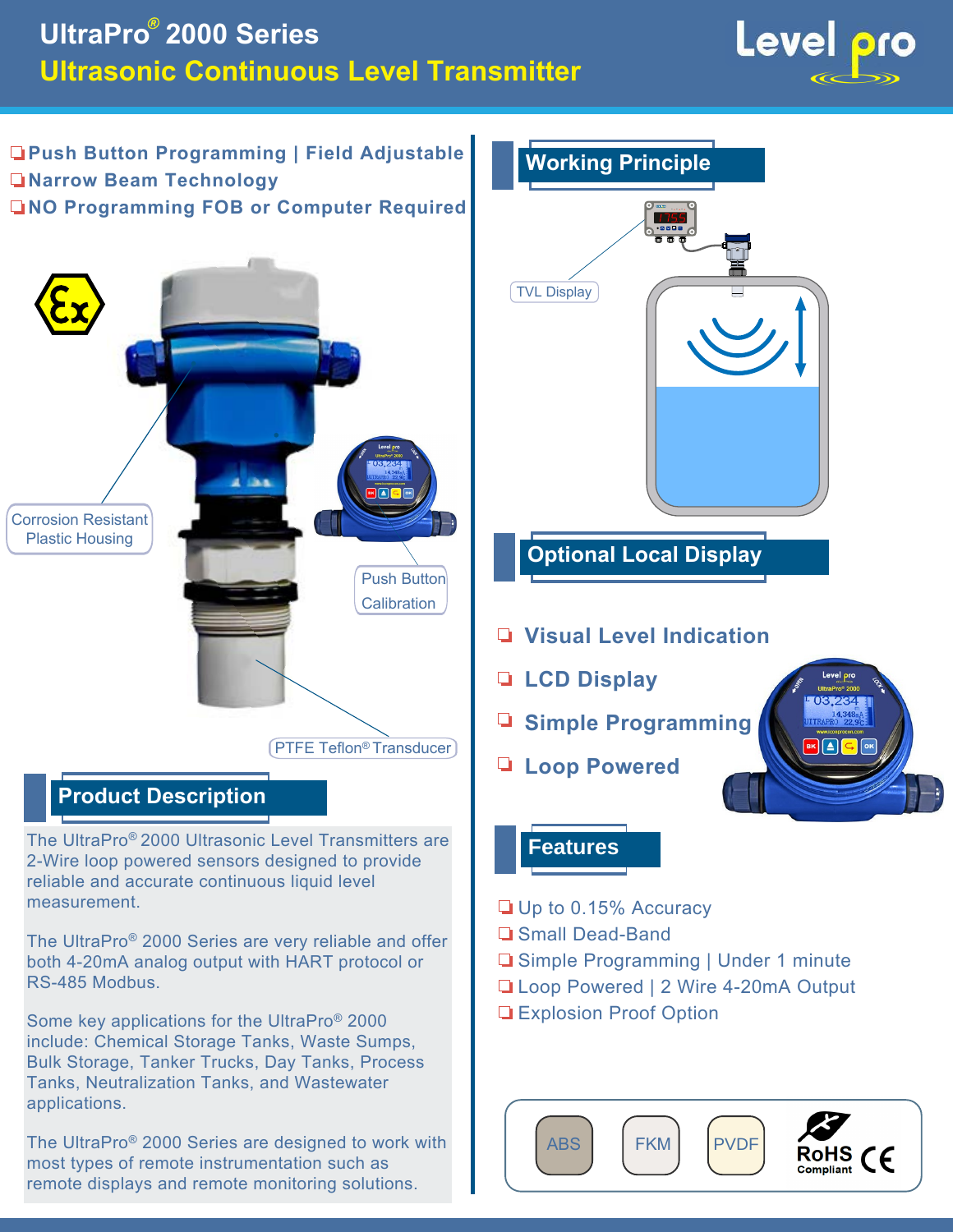# UltraPro® 2000 Series

## Ultrasonic Continuous Level Transmitter

- Push Button Programming | Field Adjustable
- Narrow Beam Technology
- NO Programming FOB or Computer Required

Corrosion Resistant Plastic Housing

Push Button Calibration

PTFE Teflon® Transducer

## Product Description

The UltraPro® 2000 Ultrasonic Level Transmitters are 2-Wire loop powered sensors designed to provide reliable and accurate continuous liquid level measurement.

The UltraPro® 2000 Series are very reliable and offer both 4-20mA analog output with HART protocol or RS-485 Modbus.

Some key applications for the UltraPro® 2000 include: Chemical Storage Tanks, Waste Sumps, Bulk Storage, Tanker Trucks, Day Tanks, Process Tanks, Neutralization Tanks, and Wastewater applications.

The UltraPro® 2000 Series are designed to work with most types of remote instrumentation such as remote displays and remote monitoring solutions.

## Working Principle

TVL Display

## Optional Local Display

- Visual Level Indication
- LCD Display
- Simple Programming
- Loop Powered

## Features

- Up to 0.15% Accuracy
- Small Dead-Band
- Simple Programming | Under 1 minute
- Loop Powered | 2 Wire 4-20mA Output
- Explosion Proof Option

ABS FKM PVDF RoHS Compliant CE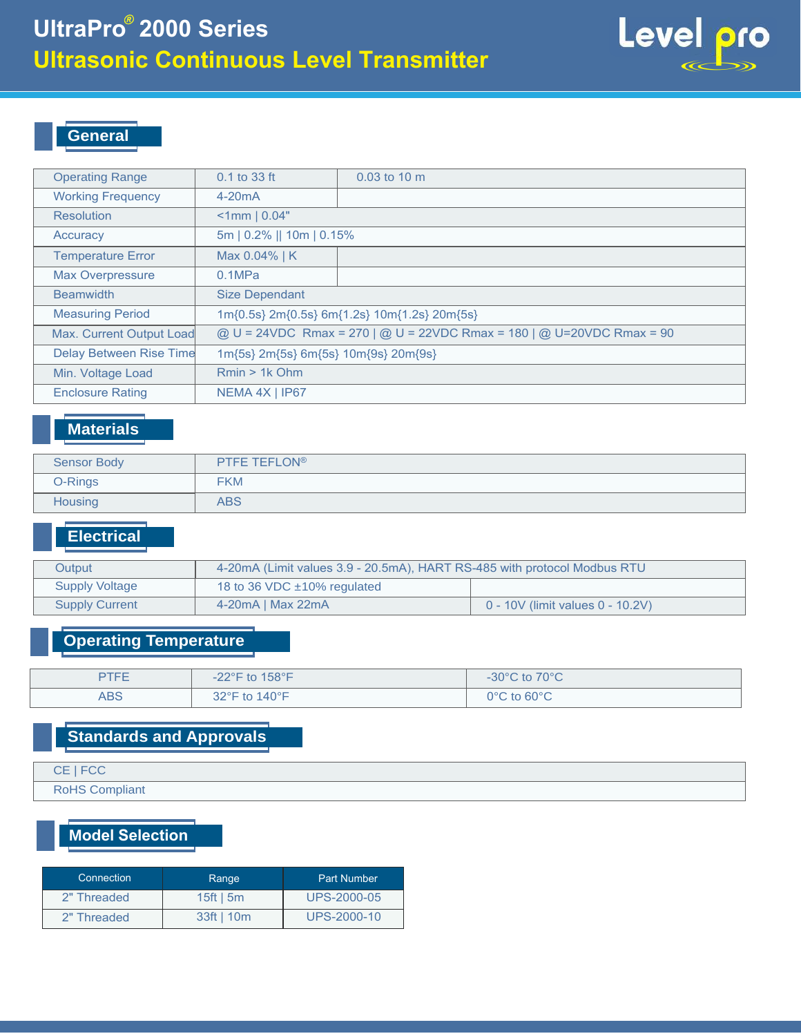# UltraPro® 2000 Series

## Ultrasonic Continuous Level Transmitter

Level pro

## General

| | | |
|---|---|---|
| Operating Range | 0.1 to 33 ft | 0.03 to 10 m |
| Working Frequency | 4-20mA | |
| Resolution | <1mm \| 0.04" | |
| Accuracy | 5m \| 0.2% \|\| 10m \| 0.15% | |
| Temperature Error | Max 0.04% \| K | |
| Max Overpressure | 0.1MPa | |
| Beamwidth | Size Dependant | |
| Measuring Period | 1m{0.5s} 2m{0.5s} 6m{1.2s} 10m{1.2s} 20m{5s} | |
| Max. Current Output Load | @ U = 24VDC Rmax = 270 \| @ U = 22VDC Rmax = 180 \| @ U=20VDC Rmax = 90 | |
| Delay Between Rise Time | 1m{5s} 2m{5s} 6m{5s} 10m{9s} 20m{9s} | |
| Min. Voltage Load | Rmin > 1k Ohm | |
| Enclosure Rating | NEMA 4X \| IP67 | |

## Materials

| | |
|---|---|
| Sensor Body | PTFE TEFLON® |
| O-Rings | FKM |
| Housing | ABS |

## Electrical

| | | |
|---|---|---|
| Output | 4-20mA (Limit values 3.9 - 20.5mA), HART RS-485 with protocol Modbus RTU | |
| Supply Voltage | 18 to 36 VDC ±10% regulated | |
| Supply Current | 4-20mA \| Max 22mA | 0 - 10V (limit values 0 - 10.2V) |

## Operating Temperature

| | | |
|---|---|---|
| PTFE | -22°F to 158°F | -30°C to 70°C |
| ABS | 32°F to 140°F | 0°C to 60°C |

## Standards and Approvals

CE | FCC

RoHS Compliant

## Model Selection

| Connection | Range | Part Number |
|---|---|---|
| 2" Threaded | 15ft \| 5m | UPS-2000-05 |
| 2" Threaded | 33ft \| 10m | UPS-2000-10 |